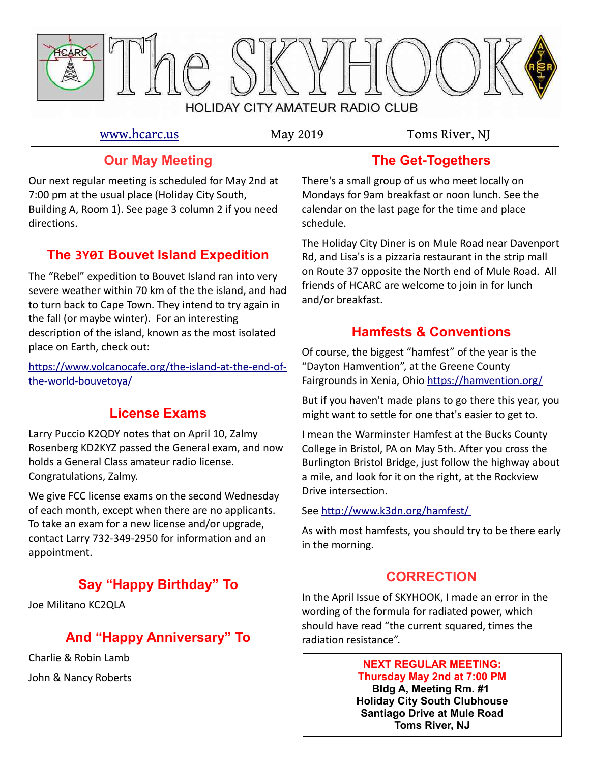# The SKYHOOK

HOLIDAY CITY AMATEUR RADIO CLUB

www.hcarc.us May 2019 Toms River, NJ

## Our May Meeting

Our next regular meeting is scheduled for May 2nd at 7:00 pm at the usual place (Holiday City South, Building A, Room 1). See page 3 column 2 if you need directions.

## The 3Y0I Bouvet Island Expedition

The “Rebel” expedition to Bouvet Island ran into very severe weather within 70 km of the the island, and had to turn back to Cape Town. They intend to try again in the fall (or maybe winter). For an interesting description of the island, known as the most isolated place on Earth, check out:

https://www.volcanocafe.org/the-island-at-the-end-of-the-world-bouvetoya/

## License Exams

Larry Puccio K2QDY notes that on April 10, Zalmy Rosenberg KD2KYZ passed the General exam, and now holds a General Class amateur radio license. Congratulations, Zalmy.

We give FCC license exams on the second Wednesday of each month, except when there are no applicants. To take an exam for a new license and/or upgrade, contact Larry 732-349-2950 for information and an appointment.

## Say “Happy Birthday” To

Joe Militano KC2QLA

## And “Happy Anniversary” To

Charlie & Robin Lamb

John & Nancy Roberts

## The Get-Togethers

There's a small group of us who meet locally on Mondays for 9am breakfast or noon lunch. See the calendar on the last page for the time and place schedule.

The Holiday City Diner is on Mule Road near Davenport Rd, and Lisa's is a pizzaria restaurant in the strip mall on Route 37 opposite the North end of Mule Road. All friends of HCARC are welcome to join in for lunch and/or breakfast.

## Hamfests & Conventions

Of course, the biggest “hamfest” of the year is the “Dayton Hamvention”, at the Greene County Fairgrounds in Xenia, Ohio https://hamvention.org/

But if you haven't made plans to go there this year, you might want to settle for one that's easier to get to.

I mean the Warminster Hamfest at the Bucks County College in Bristol, PA on May 5th. After you cross the Burlington Bristol Bridge, just follow the highway about a mile, and look for it on the right, at the Rockview Drive intersection.

See http://www.k3dn.org/hamfest/

As with most hamfests, you should try to be there early in the morning.

## CORRECTION

In the April Issue of SKYHOOK, I made an error in the wording of the formula for radiated power, which should have read “the current squared, times the radiation resistance”.

**NEXT REGULAR MEETING:**
**Thursday May 2nd at 7:00 PM**
**Bldg A, Meeting Rm. #1**
**Holiday City South Clubhouse**
**Santiago Drive at Mule Road**
**Toms River, NJ**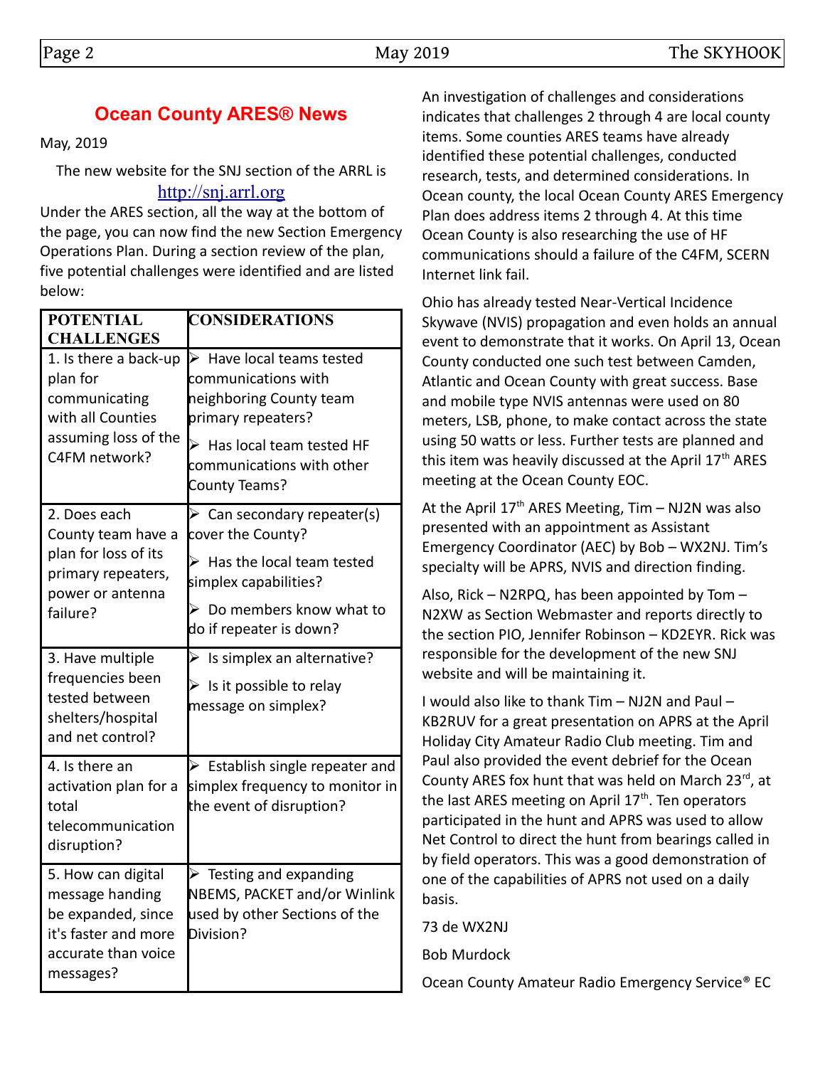## Ocean County ARES® News

May, 2019

The new website for the SNJ section of the ARRL is http://snj.arrl.org

Under the ARES section, all the way at the bottom of the page, you can now find the new Section Emergency Operations Plan. During a section review of the plan, five potential challenges were identified and are listed below:

| POTENTIAL CHALLENGES | CONSIDERATIONS |
|---|---|
| 1. Is there a back-up plan for communicating with all Counties assuming loss of the C4FM network? | ➢ Have local teams tested communications with neighboring County team primary repeaters?<br>➢ Has local team tested HF communications with other County Teams? |
| 2. Does each County team have a plan for loss of its primary repeaters, power or antenna failure? | ➢ Can secondary repeater(s) cover the County?<br>➢ Has the local team tested simplex capabilities?<br>➢ Do members know what to do if repeater is down? |
| 3. Have multiple frequencies been tested between shelters/hospital and net control? | ➢ Is simplex an alternative?<br>➢ Is it possible to relay message on simplex? |
| 4. Is there an activation plan for a total telecommunication disruption? | ➢ Establish single repeater and simplex frequency to monitor in the event of disruption? |
| 5. How can digital message handing be expanded, since it's faster and more accurate than voice messages? | ➢ Testing and expanding NBEMS, PACKET and/or Winlink used by other Sections of the Division? |

An investigation of challenges and considerations indicates that challenges 2 through 4 are local county items. Some counties ARES teams have already identified these potential challenges, conducted research, tests, and determined considerations. In Ocean county, the local Ocean County ARES Emergency Plan does address items 2 through 4. At this time Ocean County is also researching the use of HF communications should a failure of the C4FM, SCERN Internet link fail.

Ohio has already tested Near-Vertical Incidence Skywave (NVIS) propagation and even holds an annual event to demonstrate that it works. On April 13, Ocean County conducted one such test between Camden, Atlantic and Ocean County with great success. Base and mobile type NVIS antennas were used on 80 meters, LSB, phone, to make contact across the state using 50 watts or less. Further tests are planned and this item was heavily discussed at the April 17th ARES meeting at the Ocean County EOC.

At the April 17th ARES Meeting, Tim – NJ2N was also presented with an appointment as Assistant Emergency Coordinator (AEC) by Bob – WX2NJ. Tim's specialty will be APRS, NVIS and direction finding.

Also, Rick – N2RPQ, has been appointed by Tom – N2XW as Section Webmaster and reports directly to the section PIO, Jennifer Robinson – KD2EYR. Rick was responsible for the development of the new SNJ website and will be maintaining it.

I would also like to thank Tim – NJ2N and Paul – KB2RUV for a great presentation on APRS at the April Holiday City Amateur Radio Club meeting. Tim and Paul also provided the event debrief for the Ocean County ARES fox hunt that was held on March 23rd, at the last ARES meeting on April 17th. Ten operators participated in the hunt and APRS was used to allow Net Control to direct the hunt from bearings called in by field operators. This was a good demonstration of one of the capabilities of APRS not used on a daily basis.

73 de WX2NJ

Bob Murdock

Ocean County Amateur Radio Emergency Service® EC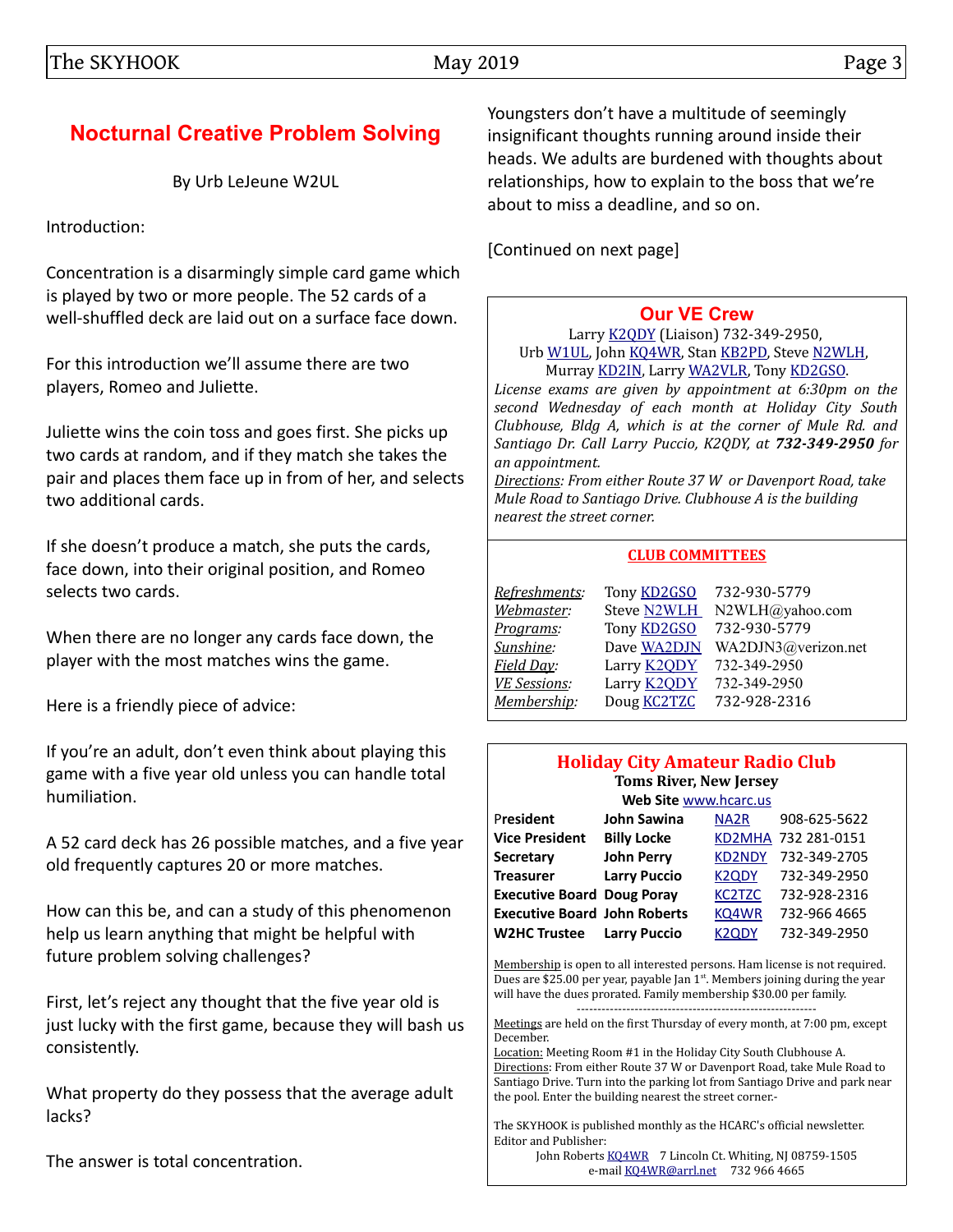## Nocturnal Creative Problem Solving

By Urb LeJeune W2UL

Introduction:

Concentration is a disarmingly simple card game which is played by two or more people. The 52 cards of a well-shuffled deck are laid out on a surface face down.

For this introduction we'll assume there are two players, Romeo and Juliette.

Juliette wins the coin toss and goes first. She picks up two cards at random, and if they match she takes the pair and places them face up in from of her, and selects two additional cards.

If she doesn't produce a match, she puts the cards, face down, into their original position, and Romeo selects two cards.

When there are no longer any cards face down, the player with the most matches wins the game.

Here is a friendly piece of advice:

If you're an adult, don't even think about playing this game with a five year old unless you can handle total humiliation.

A 52 card deck has 26 possible matches, and a five year old frequently captures 20 or more matches.

How can this be, and can a study of this phenomenon help us learn anything that might be helpful with future problem solving challenges?

First, let's reject any thought that the five year old is just lucky with the first game, because they will bash us consistently.

What property do they possess that the average adult lacks?

The answer is total concentration.

Youngsters don't have a multitude of seemingly insignificant thoughts running around inside their heads. We adults are burdened with thoughts about relationships, how to explain to the boss that we're about to miss a deadline, and so on.

[Continued on next page]

---

### Our VE Crew

Larry K2QDY (Liaison) 732-349-2950,
Urb W1UL, John KQ4WR, Stan KB2PD, Steve N2WLH, Murray KD2IN, Larry WA2VLR, Tony KD2GSO.

*License exams are given by appointment at 6:30pm on the second Wednesday of each month at Holiday City South Clubhouse, Bldg A, which is at the corner of Mule Rd. and Santiago Dr. Call Larry Puccio, K2QDY, at **732-349-2950** for an appointment.*

*Directions: From either Route 37 W or Davenport Road, take Mule Road to Santiago Drive. Clubhouse A is the building nearest the street corner.*

### CLUB COMMITTEES

| | | |
|---|---|---|
| *Refreshments:* | Tony KD2GSO | 732-930-5779 |
| *Webmaster:* | Steve N2WLH | N2WLH@yahoo.com |
| *Programs:* | Tony KD2GSO | 732-930-5779 |
| *Sunshine:* | Dave WA2DJN | WA2DJN3@verizon.net |
| *Field Day:* | Larry K2QDY | 732-349-2950 |
| *VE Sessions:* | Larry K2QDY | 732-349-2950 |
| *Membership:* | Doug KC2TZC | 732-928-2316 |

---

### Holiday City Amateur Radio Club

**Toms River, New Jersey**

**Web Site** www.hcarc.us

| | | | |
|---|---|---|---|
| **President** | **John Sawina** | NA2R | 908-625-5622 |
| **Vice President** | **Billy Locke** | KD2MHA | 732 281-0151 |
| **Secretary** | **John Perry** | KD2NDY | 732-349-2705 |
| **Treasurer** | **Larry Puccio** | K2QDY | 732-349-2950 |
| **Executive Board** | **Doug Poray** | KC2TZC | 732-928-2316 |
| **Executive Board** | **John Roberts** | KQ4WR | 732-966 4665 |
| **W2HC Trustee** | **Larry Puccio** | K2QDY | 732-349-2950 |

Membership is open to all interested persons. Ham license is not required. Dues are $25.00 per year, payable Jan 1st. Members joining during the year will have the dues prorated. Family membership $30.00 per family.

---

Meetings are held on the first Thursday of every month, at 7:00 pm, except December.

Location: Meeting Room #1 in the Holiday City South Clubhouse A.

Directions: From either Route 37 W or Davenport Road, take Mule Road to Santiago Drive. Turn into the parking lot from Santiago Drive and park near the pool. Enter the building nearest the street corner.-

The SKYHOOK is published monthly as the HCARC's official newsletter.
Editor and Publisher:
John Roberts KQ4WR 7 Lincoln Ct. Whiting, NJ 08759-1505
e-mail KQ4WR@arrl.net 732 966 4665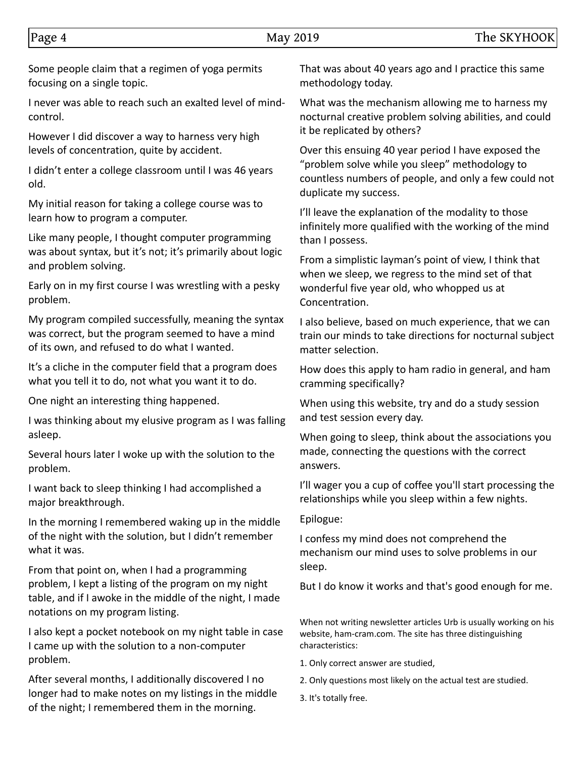Some people claim that a regimen of yoga permits focusing on a single topic.

I never was able to reach such an exalted level of mind-control.

However I did discover a way to harness very high levels of concentration, quite by accident.

I didn't enter a college classroom until I was 46 years old.

My initial reason for taking a college course was to learn how to program a computer.

Like many people, I thought computer programming was about syntax, but it's not; it's primarily about logic and problem solving.

Early on in my first course I was wrestling with a pesky problem.

My program compiled successfully, meaning the syntax was correct, but the program seemed to have a mind of its own, and refused to do what I wanted.

It's a cliche in the computer field that a program does what you tell it to do, not what you want it to do.

One night an interesting thing happened.

I was thinking about my elusive program as I was falling asleep.

Several hours later I woke up with the solution to the problem.

I want back to sleep thinking I had accomplished a major breakthrough.

In the morning I remembered waking up in the middle of the night with the solution, but I didn't remember what it was.

From that point on, when I had a programming problem, I kept a listing of the program on my night table, and if I awoke in the middle of the night, I made notations on my program listing.

I also kept a pocket notebook on my night table in case I came up with the solution to a non-computer problem.

After several months, I additionally discovered I no longer had to make notes on my listings in the middle of the night; I remembered them in the morning.

That was about 40 years ago and I practice this same methodology today.

What was the mechanism allowing me to harness my nocturnal creative problem solving abilities, and could it be replicated by others?

Over this ensuing 40 year period I have exposed the "problem solve while you sleep" methodology to countless numbers of people, and only a few could not duplicate my success.

I'll leave the explanation of the modality to those infinitely more qualified with the working of the mind than I possess.

From a simplistic layman's point of view, I think that when we sleep, we regress to the mind set of that wonderful five year old, who whopped us at Concentration.

I also believe, based on much experience, that we can train our minds to take directions for nocturnal subject matter selection.

How does this apply to ham radio in general, and ham cramming specifically?

When using this website, try and do a study session and test session every day.

When going to sleep, think about the associations you made, connecting the questions with the correct answers.

I'll wager you a cup of coffee you'll start processing the relationships while you sleep within a few nights.

Epilogue:

I confess my mind does not comprehend the mechanism our mind uses to solve problems in our sleep.

But I do know it works and that's good enough for me.

When not writing newsletter articles Urb is usually working on his website, ham-cram.com. The site has three distinguishing characteristics:

1. Only correct answer are studied,
2. Only questions most likely on the actual test are studied.
3. It's totally free.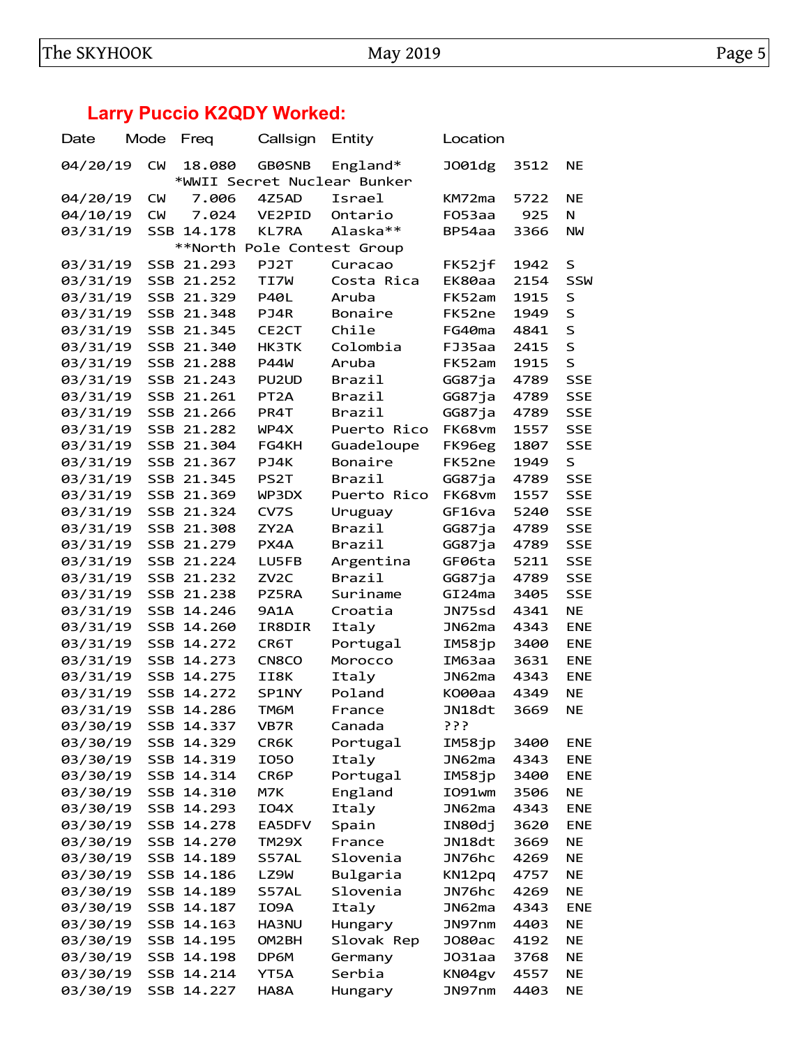## Larry Puccio K2QDY Worked:

| Date | Mode | Freq | Callsign | Entity | Location | | |
|---|---|---|---|---|---|---|---|
| 04/20/19 | CW | 18.080 | GB0SNB | England* | JO01dg | 3512 | NE |
| | | *WWII Secret Nuclear Bunker | | | | | |
| 04/20/19 | CW | 7.006 | 4Z5AD | Israel | KM72ma | 5722 | NE |
| 04/10/19 | CW | 7.024 | VE2PID | Ontario | FO53aa | 925 | N |
| 03/31/19 | SSB | 14.178 | KL7RA | Alaska** | BP54aa | 3366 | NW |
| | | **North Pole Contest Group | | | | | |
| 03/31/19 | SSB | 21.293 | PJ2T | Curacao | FK52jf | 1942 | S |
| 03/31/19 | SSB | 21.252 | TI7W | Costa Rica | EK80aa | 2154 | SSW |
| 03/31/19 | SSB | 21.329 | P40L | Aruba | FK52am | 1915 | S |
| 03/31/19 | SSB | 21.348 | PJ4R | Bonaire | FK52ne | 1949 | S |
| 03/31/19 | SSB | 21.345 | CE2CT | Chile | FG40ma | 4841 | S |
| 03/31/19 | SSB | 21.340 | HK3TK | Colombia | FJ35aa | 2415 | S |
| 03/31/19 | SSB | 21.288 | P44W | Aruba | FK52am | 1915 | S |
| 03/31/19 | SSB | 21.243 | PU2UD | Brazil | GG87ja | 4789 | SSE |
| 03/31/19 | SSB | 21.261 | PT2A | Brazil | GG87ja | 4789 | SSE |
| 03/31/19 | SSB | 21.266 | PR4T | Brazil | GG87ja | 4789 | SSE |
| 03/31/19 | SSB | 21.282 | WP4X | Puerto Rico | FK68vm | 1557 | SSE |
| 03/31/19 | SSB | 21.304 | FG4KH | Guadeloupe | FK96eg | 1807 | SSE |
| 03/31/19 | SSB | 21.367 | PJ4K | Bonaire | FK52ne | 1949 | S |
| 03/31/19 | SSB | 21.345 | PS2T | Brazil | GG87ja | 4789 | SSE |
| 03/31/19 | SSB | 21.369 | WP3DX | Puerto Rico | FK68vm | 1557 | SSE |
| 03/31/19 | SSB | 21.324 | CV7S | Uruguay | GF16va | 5240 | SSE |
| 03/31/19 | SSB | 21.308 | ZY2A | Brazil | GG87ja | 4789 | SSE |
| 03/31/19 | SSB | 21.279 | PX4A | Brazil | GG87ja | 4789 | SSE |
| 03/31/19 | SSB | 21.224 | LU5FB | Argentina | GF06ta | 5211 | SSE |
| 03/31/19 | SSB | 21.232 | ZV2C | Brazil | GG87ja | 4789 | SSE |
| 03/31/19 | SSB | 21.238 | PZ5RA | Suriname | GI24ma | 3405 | SSE |
| 03/31/19 | SSB | 14.246 | 9A1A | Croatia | JN75sd | 4341 | NE |
| 03/31/19 | SSB | 14.260 | IR8DIR | Italy | JN62ma | 4343 | ENE |
| 03/31/19 | SSB | 14.272 | CR6T | Portugal | IM58jp | 3400 | ENE |
| 03/31/19 | SSB | 14.273 | CN8CO | Morocco | IM63aa | 3631 | ENE |
| 03/31/19 | SSB | 14.275 | II8K | Italy | JN62ma | 4343 | ENE |
| 03/31/19 | SSB | 14.272 | SP1NY | Poland | KO00aa | 4349 | NE |
| 03/31/19 | SSB | 14.286 | TM6M | France | JN18dt | 3669 | NE |
| 03/30/19 | SSB | 14.337 | VB7R | Canada | ??? | | |
| 03/30/19 | SSB | 14.329 | CR6K | Portugal | IM58jp | 3400 | ENE |
| 03/30/19 | SSB | 14.319 | IO5O | Italy | JN62ma | 4343 | ENE |
| 03/30/19 | SSB | 14.314 | CR6P | Portugal | IM58jp | 3400 | ENE |
| 03/30/19 | SSB | 14.310 | M7K | England | IO91wm | 3506 | NE |
| 03/30/19 | SSB | 14.293 | IO4X | Italy | JN62ma | 4343 | ENE |
| 03/30/19 | SSB | 14.278 | EA5DFV | Spain | IN80dj | 3620 | ENE |
| 03/30/19 | SSB | 14.270 | TM29X | France | JN18dt | 3669 | NE |
| 03/30/19 | SSB | 14.189 | S57AL | Slovenia | JN76hc | 4269 | NE |
| 03/30/19 | SSB | 14.186 | LZ9W | Bulgaria | KN12pq | 4757 | NE |
| 03/30/19 | SSB | 14.189 | S57AL | Slovenia | JN76hc | 4269 | NE |
| 03/30/19 | SSB | 14.187 | IO9A | Italy | JN62ma | 4343 | ENE |
| 03/30/19 | SSB | 14.163 | HA3NU | Hungary | JN97nm | 4403 | NE |
| 03/30/19 | SSB | 14.195 | OM2BH | Slovak Rep | JO80ac | 4192 | NE |
| 03/30/19 | SSB | 14.198 | DP6M | Germany | JO31aa | 3768 | NE |
| 03/30/19 | SSB | 14.214 | YT5A | Serbia | KN04gv | 4557 | NE |
| 03/30/19 | SSB | 14.227 | HA8A | Hungary | JN97nm | 4403 | NE |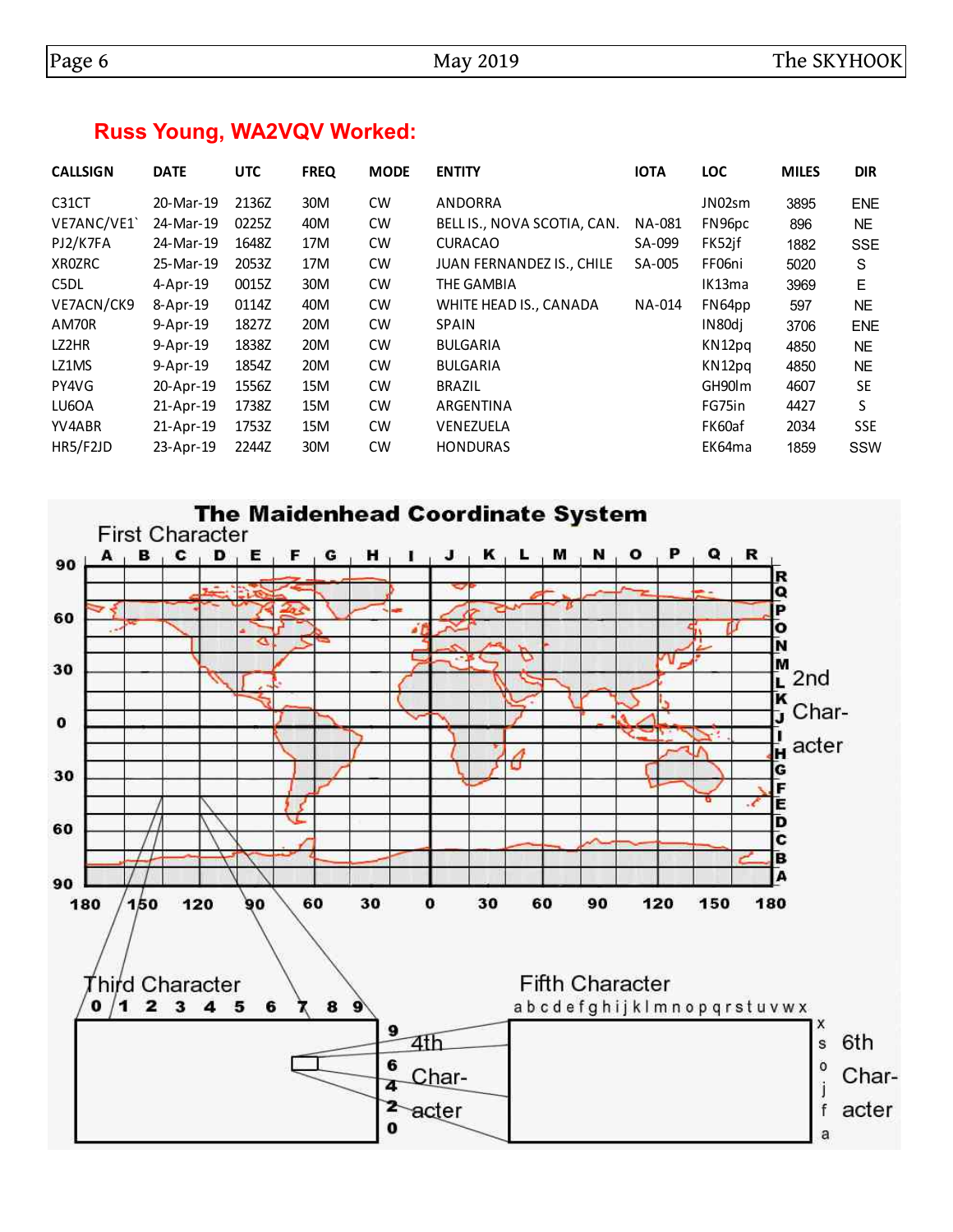## Russ Young, WA2VQV Worked:

| CALLSIGN | DATE | UTC | FREQ | MODE | ENTITY | IOTA | LOC | MILES | DIR |
|---|---|---|---|---|---|---|---|---|---|
| C31CT | 20-Mar-19 | 2136Z | 30M | CW | ANDORRA | | JN02sm | 3895 | ENE |
| VE7ANC/VE1` | 24-Mar-19 | 0225Z | 40M | CW | BELL IS., NOVA SCOTIA, CAN. | NA-081 | FN96pc | 896 | NE |
| PJ2/K7FA | 24-Mar-19 | 1648Z | 17M | CW | CURACAO | SA-099 | FK52jf | 1882 | SSE |
| XR0ZRC | 25-Mar-19 | 2053Z | 17M | CW | JUAN FERNANDEZ IS., CHILE | SA-005 | FF06ni | 5020 | S |
| C5DL | 4-Apr-19 | 0015Z | 30M | CW | THE GAMBIA | | IK13ma | 3969 | E |
| VE7ACN/CK9 | 8-Apr-19 | 0114Z | 40M | CW | WHITE HEAD IS., CANADA | NA-014 | FN64pp | 597 | NE |
| AM70R | 9-Apr-19 | 1827Z | 20M | CW | SPAIN | | IN80dj | 3706 | ENE |
| LZ2HR | 9-Apr-19 | 1838Z | 20M | CW | BULGARIA | | KN12pq | 4850 | NE |
| LZ1MS | 9-Apr-19 | 1854Z | 20M | CW | BULGARIA | | KN12pq | 4850 | NE |
| PY4VG | 20-Apr-19 | 1556Z | 15M | CW | BRAZIL | | GH90lm | 4607 | SE |
| LU6OA | 21-Apr-19 | 1738Z | 15M | CW | ARGENTINA | | FG75in | 4427 | S |
| YV4ABR | 21-Apr-19 | 1753Z | 15M | CW | VENEZUELA | | FK60af | 2034 | SSE |
| HR5/F2JD | 23-Apr-19 | 2244Z | 30M | CW | HONDURAS | | EK64ma | 1859 | SSW |

### The Maidenhead Coordinate System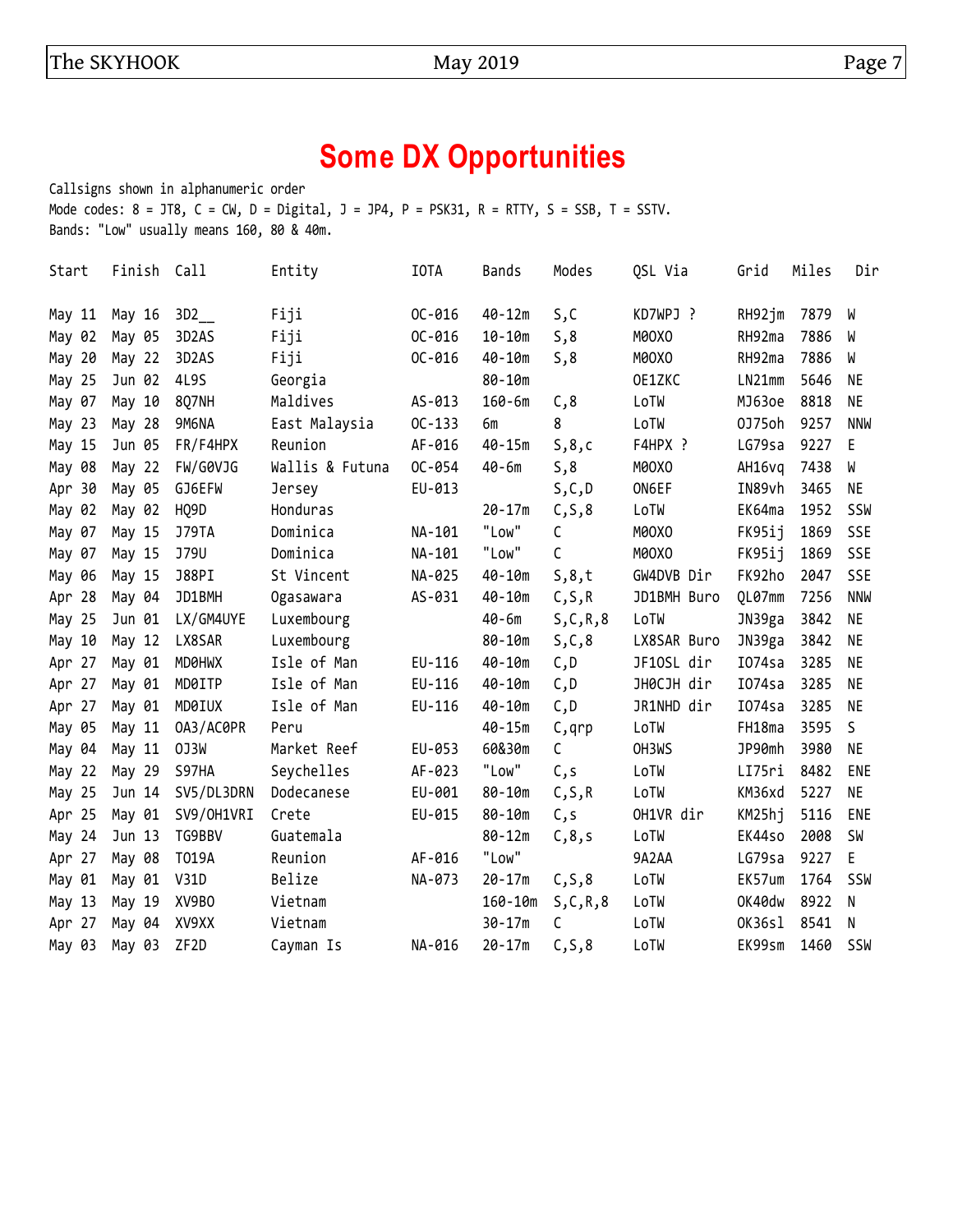# Some DX Opportunities

Callsigns shown in alphanumeric order
Mode codes: 8 = JT8, C = CW, D = Digital, J = JP4, P = PSK31, R = RTTY, S = SSB, T = SSTV.
Bands: "Low" usually means 160, 80 & 40m.

| Start | Finish | Call | Entity | IOTA | Bands | Modes | QSL Via | Grid | Miles | Dir |
|---|---|---|---|---|---|---|---|---|---|---|
| May 11 | May 16 | 3D2__ | Fiji | OC-016 | 40-12m | S,C | KD7WPJ ? | RH92jm | 7879 | W |
| May 02 | May 05 | 3D2AS | Fiji | OC-016 | 10-10m | S,8 | M0OXO | RH92ma | 7886 | W |
| May 20 | May 22 | 3D2AS | Fiji | OC-016 | 40-10m | S,8 | M0OXO | RH92ma | 7886 | W |
| May 25 | Jun 02 | 4L9S | Georgia | | 80-10m | | OE1ZKC | LN21mm | 5646 | NE |
| May 07 | May 10 | 8Q7NH | Maldives | AS-013 | 160-6m | C,8 | LoTW | MJ63oe | 8818 | NE |
| May 23 | May 28 | 9M6NA | East Malaysia | OC-133 | 6m | 8 | LoTW | OJ75oh | 9257 | NNW |
| May 15 | Jun 05 | FR/F4HPX | Reunion | AF-016 | 40-15m | S,8,c | F4HPX ? | LG79sa | 9227 | E |
| May 08 | May 22 | FW/G0VJG | Wallis & Futuna | OC-054 | 40-6m | S,8 | M0OXO | AH16vq | 7438 | W |
| Apr 30 | May 05 | GJ6EFW | Jersey | EU-013 | | S,C,D | ON6EF | IN89vh | 3465 | NE |
| May 02 | May 02 | HQ9D | Honduras | | 20-17m | C,S,8 | LoTW | EK64ma | 1952 | SSW |
| May 07 | May 15 | J79TA | Dominica | NA-101 | "Low" | C | M0OXO | FK95ij | 1869 | SSE |
| May 07 | May 15 | J79U | Dominica | NA-101 | "Low" | C | M0OXO | FK95ij | 1869 | SSE |
| May 06 | May 15 | J88PI | St Vincent | NA-025 | 40-10m | S,8,t | GW4DVB Dir | FK92ho | 2047 | SSE |
| Apr 28 | May 04 | JD1BMH | Ogasawara | AS-031 | 40-10m | C,S,R | JD1BMH Buro | QL07mm | 7256 | NNW |
| May 25 | Jun 01 | LX/GM4UYE | Luxembourg | | 40-6m | S,C,R,8 | LoTW | JN39ga | 3842 | NE |
| May 10 | May 12 | LX8SAR | Luxembourg | | 80-10m | S,C,8 | LX8SAR Buro | JN39ga | 3842 | NE |
| Apr 27 | May 01 | MD0HWX | Isle of Man | EU-116 | 40-10m | C,D | JF1OSL dir | IO74sa | 3285 | NE |
| Apr 27 | May 01 | MD0ITP | Isle of Man | EU-116 | 40-10m | C,D | JH0CJH dir | IO74sa | 3285 | NE |
| Apr 27 | May 01 | MD0IUX | Isle of Man | EU-116 | 40-10m | C,D | JR1NHD dir | IO74sa | 3285 | NE |
| May 05 | May 11 | OA3/AC0PR | Peru | | 40-15m | C,qrp | LoTW | FH18ma | 3595 | S |
| May 04 | May 11 | OJ3W | Market Reef | EU-053 | 60&30m | C | OH3WS | JP90mh | 3980 | NE |
| May 22 | May 29 | S97HA | Seychelles | AF-023 | "Low" | C,s | LoTW | LI75ri | 8482 | ENE |
| May 25 | Jun 14 | SV5/DL3DRN | Dodecanese | EU-001 | 80-10m | C,S,R | LoTW | KM36xd | 5227 | NE |
| Apr 25 | May 01 | SV9/OH1VRI | Crete | EU-015 | 80-10m | C,s | OH1VR dir | KM25hj | 5116 | ENE |
| May 24 | Jun 13 | TG9BBV | Guatemala | | 80-12m | C,8,s | LoTW | EK44so | 2008 | SW |
| Apr 27 | May 08 | TO19A | Reunion | AF-016 | "Low" | | 9A2AA | LG79sa | 9227 | E |
| May 01 | May 01 | V31D | Belize | NA-073 | 20-17m | C,S,8 | LoTW | EK57um | 1764 | SSW |
| May 13 | May 19 | XV9BO | Vietnam | | 160-10m | S,C,R,8 | LoTW | OK40dw | 8922 | N |
| Apr 27 | May 04 | XV9XX | Vietnam | | 30-17m | C | LoTW | OK36sl | 8541 | N |
| May 03 | May 03 | ZF2D | Cayman Is | NA-016 | 20-17m | C,S,8 | LoTW | EK99sm | 1460 | SSW |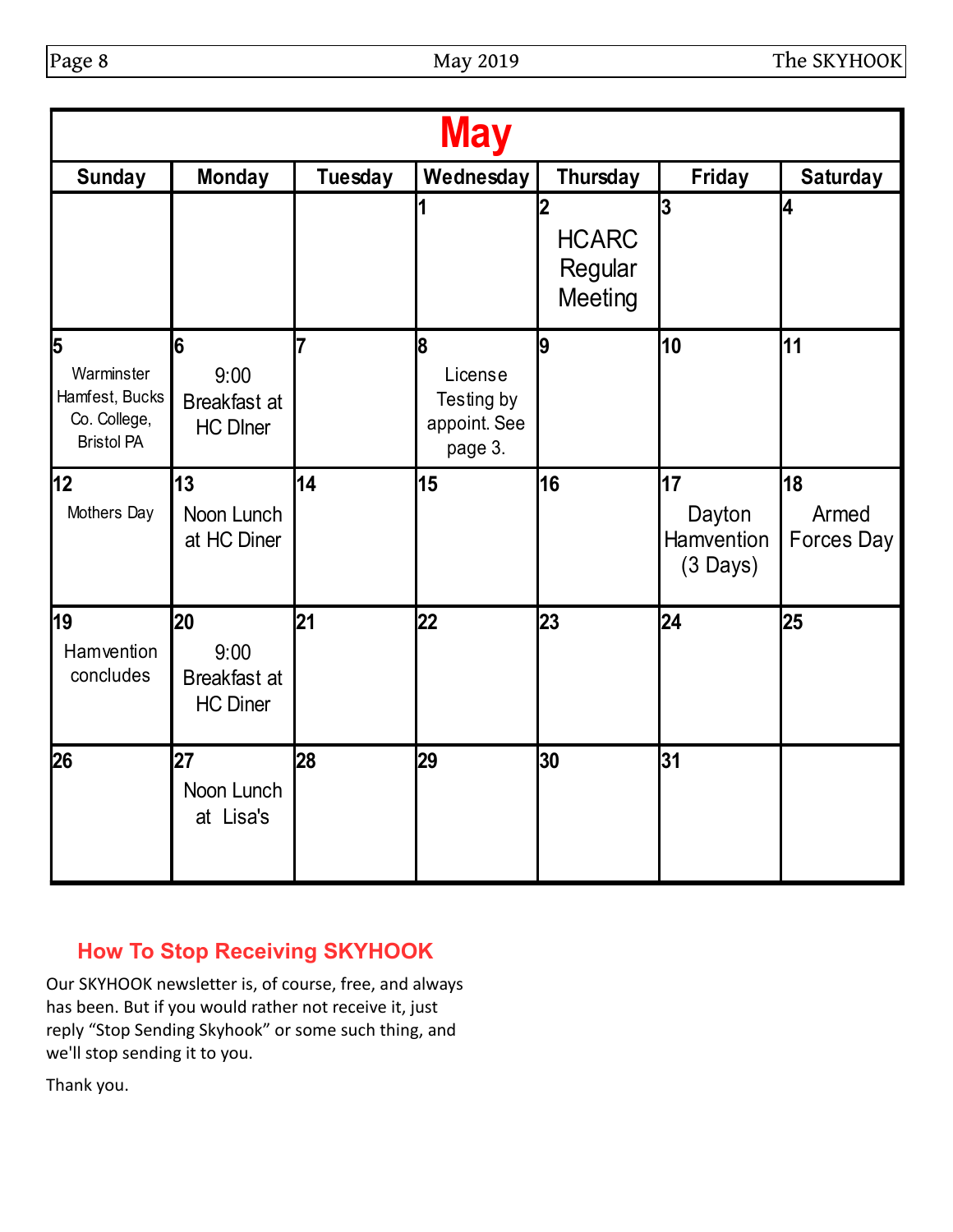| May | | | | | | |
|---|---|---|---|---|---|---|
| **Sunday** | **Monday** | **Tuesday** | **Wednesday** | **Thursday** | **Friday** | **Saturday** |
| | | | 1 | 2 HCARC Regular Meeting | 3 | 4 |
| 5 Warminster Hamfest, Bucks Co. College, Bristol PA | 6 9:00 Breakfast at HC DIner | 7 | 8 License Testing by appoint. See page 3. | 9 | 10 | 11 |
| 12 Mothers Day | 13 Noon Lunch at HC Diner | 14 | 15 | 16 | 17 Dayton Hamvention (3 Days) | 18 Armed Forces Day |
| 19 Hamvention concludes | 20 9:00 Breakfast at HC Diner | 21 | 22 | 23 | 24 | 25 |
| 26 | 27 Noon Lunch at Lisa's | 28 | 29 | 30 | 31 | |

## How To Stop Receiving SKYHOOK

Our SKYHOOK newsletter is, of course, free, and always has been. But if you would rather not receive it, just reply "Stop Sending Skyhook" or some such thing, and we'll stop sending it to you.

Thank you.